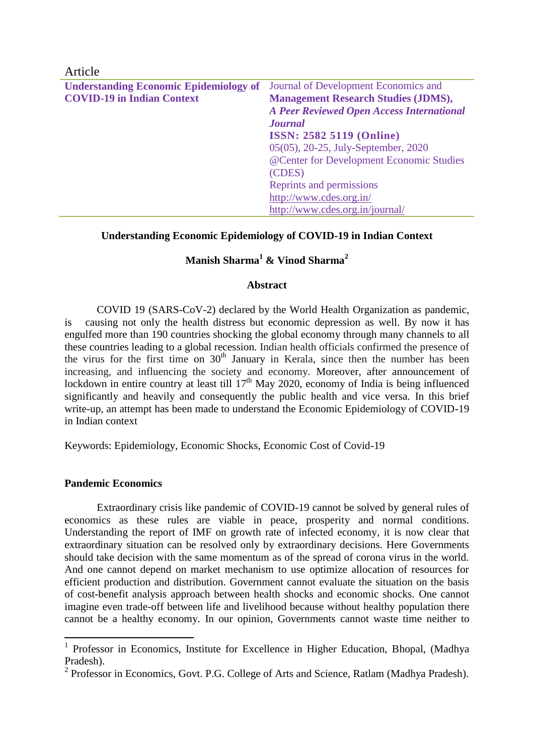Article

**Understanding Economic Epidemiology of COVID-19 in Indian Context**

Journal of Development Economics and **Management Research Studies (JDMS),** ***A Peer Reviewed Open Access International Journal***
**ISSN: 2582 5119 (Online)**
05(05), 20-25, July-September, 2020
@Center for Development Economic Studies (CDES)
Reprints and permissions
http://www.cdes.org.in/
http://www.cdes.org.in/journal/

# Understanding Economic Epidemiology of COVID-19 in Indian Context

**Manish Sharma[1] & Vinod Sharma[2]**

## Abstract

COVID 19 (SARS-CoV-2) declared by the World Health Organization as pandemic, is causing not only the health distress but economic depression as well. By now it has engulfed more than 190 countries shocking the global economy through many channels to all these countries leading to a global recession. Indian health officials confirmed the presence of the virus for the first time on 30th January in Kerala, since then the number has been increasing, and influencing the society and economy. Moreover, after announcement of lockdown in entire country at least till 17th May 2020, economy of India is being influenced significantly and heavily and consequently the public health and vice versa. In this brief write-up, an attempt has been made to understand the Economic Epidemiology of COVID-19 in Indian context

Keywords: Epidemiology, Economic Shocks, Economic Cost of Covid-19

## Pandemic Economics

Extraordinary crisis like pandemic of COVID-19 cannot be solved by general rules of economics as these rules are viable in peace, prosperity and normal conditions. Understanding the report of IMF on growth rate of infected economy, it is now clear that extraordinary situation can be resolved only by extraordinary decisions. Here Governments should take decision with the same momentum as of the spread of corona virus in the world. And one cannot depend on market mechanism to use optimize allocation of resources for efficient production and distribution. Government cannot evaluate the situation on the basis of cost-benefit analysis approach between health shocks and economic shocks. One cannot imagine even trade-off between life and livelihood because without healthy population there cannot be a healthy economy. In our opinion, Governments cannot waste time neither to

---

[1] Professor in Economics, Institute for Excellence in Higher Education, Bhopal, (Madhya Pradesh).

[2] Professor in Economics, Govt. P.G. College of Arts and Science, Ratlam (Madhya Pradesh).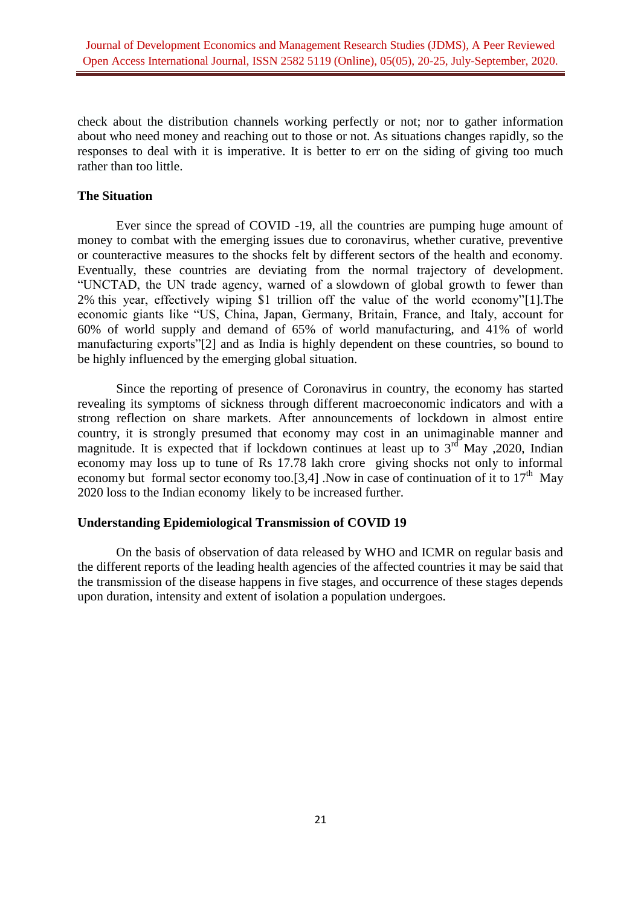check about the distribution channels working perfectly or not; nor to gather information about who need money and reaching out to those or not. As situations changes rapidly, so the responses to deal with it is imperative. It is better to err on the siding of giving too much rather than too little.

**The Situation**

Ever since the spread of COVID -19, all the countries are pumping huge amount of money to combat with the emerging issues due to coronavirus, whether curative, preventive or counteractive measures to the shocks felt by different sectors of the health and economy. Eventually, these countries are deviating from the normal trajectory of development. "UNCTAD, the UN trade agency, warned of a slowdown of global growth to fewer than 2% this year, effectively wiping $1 trillion off the value of the world economy"[1].The economic giants like "US, China, Japan, Germany, Britain, France, and Italy, account for 60% of world supply and demand of 65% of world manufacturing, and 41% of world manufacturing exports"[2] and as India is highly dependent on these countries, so bound to be highly influenced by the emerging global situation.

Since the reporting of presence of Coronavirus in country, the economy has started revealing its symptoms of sickness through different macroeconomic indicators and with a strong reflection on share markets. After announcements of lockdown in almost entire country, it is strongly presumed that economy may cost in an unimaginable manner and magnitude. It is expected that if lockdown continues at least up to 3rd May ,2020, Indian economy may loss up to tune of Rs 17.78 lakh crore giving shocks not only to informal economy but formal sector economy too.[3,4] .Now in case of continuation of it to 17th May 2020 loss to the Indian economy likely to be increased further.

**Understanding Epidemiological Transmission of COVID 19**

On the basis of observation of data released by WHO and ICMR on regular basis and the different reports of the leading health agencies of the affected countries it may be said that the transmission of the disease happens in five stages, and occurrence of these stages depends upon duration, intensity and extent of isolation a population undergoes.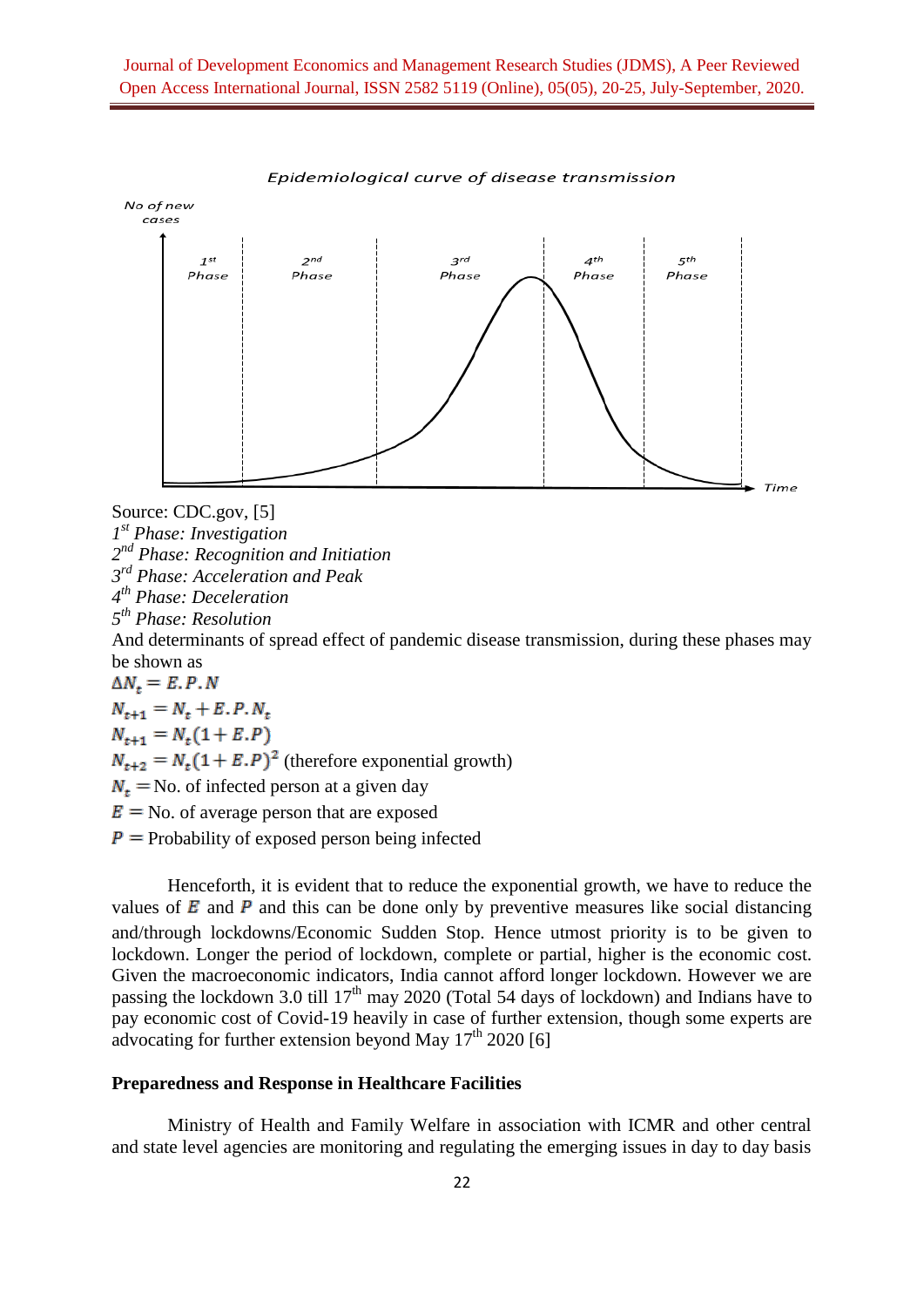Source: CDC.gov, [5]

*1st Phase: Investigation*

*2nd Phase: Recognition and Initiation*

*3rd Phase: Acceleration and Peak*

*4th Phase: Deceleration*

*5th Phase: Resolution*

And determinants of spread effect of pandemic disease transmission, during these phases may be shown as

$\Delta N_t = E.P.N$

$N_{t+1} = N_t + E.P.N_t$

$N_{t+1} = N_t(1 + E.P)$

$N_{t+2} = N_t(1 + E.P)^2$ (therefore exponential growth)

$N_t =$ No. of infected person at a given day

$E =$ No. of average person that are exposed

$P =$ Probability of exposed person being infected

Henceforth, it is evident that to reduce the exponential growth, we have to reduce the values of $E$ and $P$ and this can be done only by preventive measures like social distancing and/through lockdowns/Economic Sudden Stop. Hence utmost priority is to be given to lockdown. Longer the period of lockdown, complete or partial, higher is the economic cost. Given the macroeconomic indicators, India cannot afford longer lockdown. However we are passing the lockdown 3.0 till 17th may 2020 (Total 54 days of lockdown) and Indians have to pay economic cost of Covid-19 heavily in case of further extension, though some experts are advocating for further extension beyond May 17th 2020 [6]

**Preparedness and Response in Healthcare Facilities**

Ministry of Health and Family Welfare in association with ICMR and other central and state level agencies are monitoring and regulating the emerging issues in day to day basis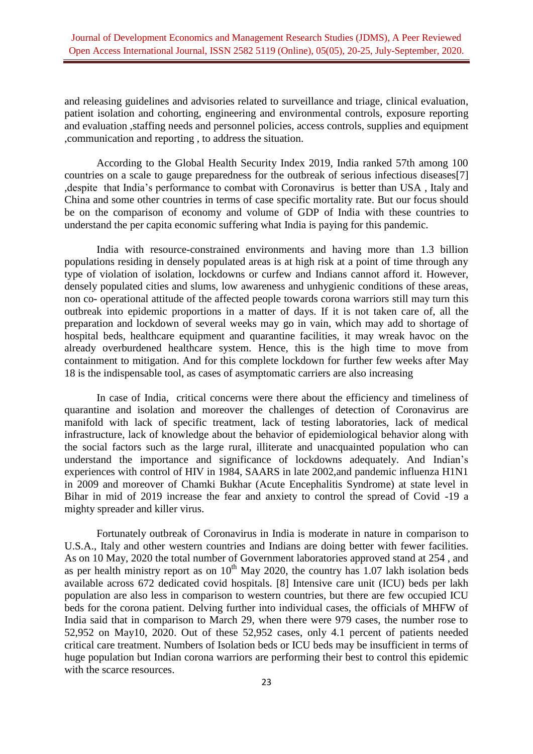and releasing guidelines and advisories related to surveillance and triage, clinical evaluation, patient isolation and cohorting, engineering and environmental controls, exposure reporting and evaluation ,staffing needs and personnel policies, access controls, supplies and equipment ,communication and reporting , to address the situation.

According to the Global Health Security Index 2019, India ranked 57th among 100 countries on a scale to gauge preparedness for the outbreak of serious infectious diseases[7] ,despite that India's performance to combat with Coronavirus is better than USA , Italy and China and some other countries in terms of case specific mortality rate. But our focus should be on the comparison of economy and volume of GDP of India with these countries to understand the per capita economic suffering what India is paying for this pandemic.

India with resource-constrained environments and having more than 1.3 billion populations residing in densely populated areas is at high risk at a point of time through any type of violation of isolation, lockdowns or curfew and Indians cannot afford it. However, densely populated cities and slums, low awareness and unhygienic conditions of these areas, non co- operational attitude of the affected people towards corona warriors still may turn this outbreak into epidemic proportions in a matter of days. If it is not taken care of, all the preparation and lockdown of several weeks may go in vain, which may add to shortage of hospital beds, healthcare equipment and quarantine facilities, it may wreak havoc on the already overburdened healthcare system. Hence, this is the high time to move from containment to mitigation. And for this complete lockdown for further few weeks after May 18 is the indispensable tool, as cases of asymptomatic carriers are also increasing

In case of India, critical concerns were there about the efficiency and timeliness of quarantine and isolation and moreover the challenges of detection of Coronavirus are manifold with lack of specific treatment, lack of testing laboratories, lack of medical infrastructure, lack of knowledge about the behavior of epidemiological behavior along with the social factors such as the large rural, illiterate and unacquainted population who can understand the importance and significance of lockdowns adequately. And Indian's experiences with control of HIV in 1984, SAARS in late 2002,and pandemic influenza H1N1 in 2009 and moreover of Chamki Bukhar (Acute Encephalitis Syndrome) at state level in Bihar in mid of 2019 increase the fear and anxiety to control the spread of Covid -19 a mighty spreader and killer virus.

Fortunately outbreak of Coronavirus in India is moderate in nature in comparison to U.S.A., Italy and other western countries and Indians are doing better with fewer facilities. As on 10 May, 2020 the total number of Government laboratories approved stand at 254 , and as per health ministry report as on 10th May 2020, the country has 1.07 lakh isolation beds available across 672 dedicated covid hospitals. [8] Intensive care unit (ICU) beds per lakh population are also less in comparison to western countries, but there are few occupied ICU beds for the corona patient. Delving further into individual cases, the officials of MHFW of India said that in comparison to March 29, when there were 979 cases, the number rose to 52,952 on May10, 2020. Out of these 52,952 cases, only 4.1 percent of patients needed critical care treatment. Numbers of Isolation beds or ICU beds may be insufficient in terms of huge population but Indian corona warriors are performing their best to control this epidemic with the scarce resources.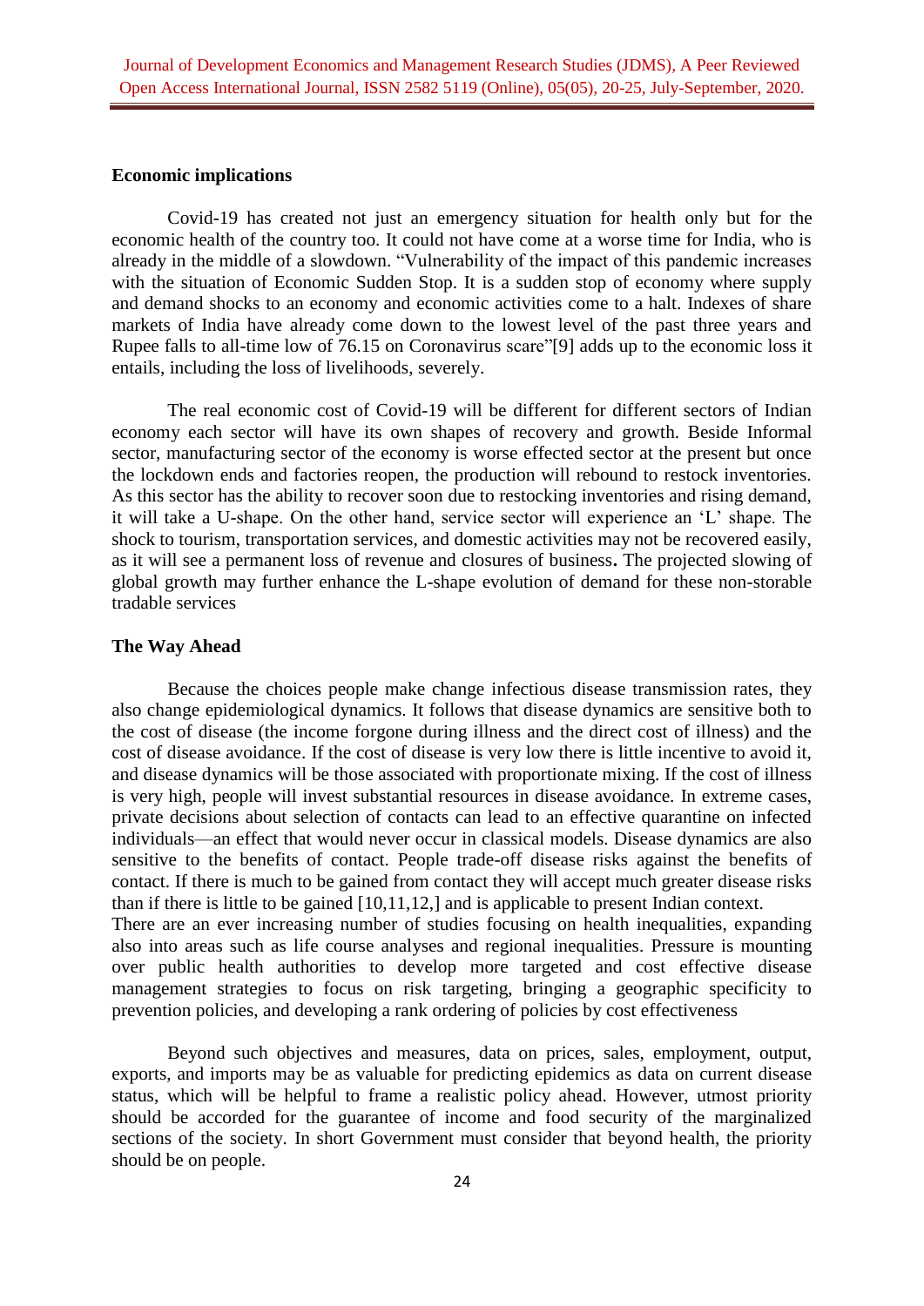### Economic implications

Covid-19 has created not just an emergency situation for health only but for the economic health of the country too. It could not have come at a worse time for India, who is already in the middle of a slowdown. "Vulnerability of the impact of this pandemic increases with the situation of Economic Sudden Stop. It is a sudden stop of economy where supply and demand shocks to an economy and economic activities come to a halt. Indexes of share markets of India have already come down to the lowest level of the past three years and Rupee falls to all-time low of 76.15 on Coronavirus scare"[9] adds up to the economic loss it entails, including the loss of livelihoods, severely.

The real economic cost of Covid-19 will be different for different sectors of Indian economy each sector will have its own shapes of recovery and growth. Beside Informal sector, manufacturing sector of the economy is worse effected sector at the present but once the lockdown ends and factories reopen, the production will rebound to restock inventories. As this sector has the ability to recover soon due to restocking inventories and rising demand, it will take a U-shape. On the other hand, service sector will experience an 'L' shape. The shock to tourism, transportation services, and domestic activities may not be recovered easily, as it will see a permanent loss of revenue and closures of business**.** The projected slowing of global growth may further enhance the L-shape evolution of demand for these non-storable tradable services

### The Way Ahead

Because the choices people make change infectious disease transmission rates, they also change epidemiological dynamics. It follows that disease dynamics are sensitive both to the cost of disease (the income forgone during illness and the direct cost of illness) and the cost of disease avoidance. If the cost of disease is very low there is little incentive to avoid it, and disease dynamics will be those associated with proportionate mixing. If the cost of illness is very high, people will invest substantial resources in disease avoidance. In extreme cases, private decisions about selection of contacts can lead to an effective quarantine on infected individuals—an effect that would never occur in classical models. Disease dynamics are also sensitive to the benefits of contact. People trade-off disease risks against the benefits of contact. If there is much to be gained from contact they will accept much greater disease risks than if there is little to be gained [10,11,12,] and is applicable to present Indian context.

There are an ever increasing number of studies focusing on health inequalities, expanding also into areas such as life course analyses and regional inequalities. Pressure is mounting over public health authorities to develop more targeted and cost effective disease management strategies to focus on risk targeting, bringing a geographic specificity to prevention policies, and developing a rank ordering of policies by cost effectiveness

Beyond such objectives and measures, data on prices, sales, employment, output, exports, and imports may be as valuable for predicting epidemics as data on current disease status, which will be helpful to frame a realistic policy ahead. However, utmost priority should be accorded for the guarantee of income and food security of the marginalized sections of the society. In short Government must consider that beyond health, the priority should be on people.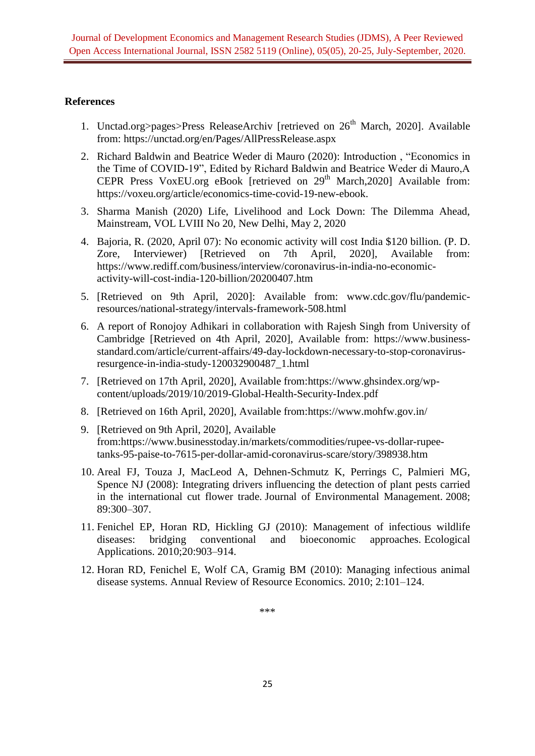## References

1. Unctad.org>pages>Press ReleaseArchiv [retrieved on 26th March, 2020]. Available from: https://unctad.org/en/Pages/AllPressRelease.aspx
2. Richard Baldwin and Beatrice Weder di Mauro (2020): Introduction , "Economics in the Time of COVID-19", Edited by Richard Baldwin and Beatrice Weder di Mauro,A CEPR Press VoxEU.org eBook [retrieved on 29th March,2020] Available from: https://voxeu.org/article/economics-time-covid-19-new-ebook.
3. Sharma Manish (2020) Life, Livelihood and Lock Down: The Dilemma Ahead, Mainstream, VOL LVIII No 20, New Delhi, May 2, 2020
4. Bajoria, R. (2020, April 07): No economic activity will cost India $120 billion. (P. D. Zore, Interviewer) [Retrieved on 7th April, 2020], Available from: https://www.rediff.com/business/interview/coronavirus-in-india-no-economic-activity-will-cost-india-120-billion/20200407.htm
5. [Retrieved on 9th April, 2020]: Available from: www.cdc.gov/flu/pandemic-resources/national-strategy/intervals-framework-508.html
6. A report of Ronojoy Adhikari in collaboration with Rajesh Singh from University of Cambridge [Retrieved on 4th April, 2020], Available from: https://www.business-standard.com/article/current-affairs/49-day-lockdown-necessary-to-stop-coronavirus-resurgence-in-india-study-120032900487_1.html
7. [Retrieved on 17th April, 2020], Available from:https://www.ghsindex.org/wp-content/uploads/2019/10/2019-Global-Health-Security-Index.pdf
8. [Retrieved on 16th April, 2020], Available from:https://www.mohfw.gov.in/
9. [Retrieved on 9th April, 2020], Available from:https://www.businesstoday.in/markets/commodities/rupee-vs-dollar-rupee-tanks-95-paise-to-7615-per-dollar-amid-coronavirus-scare/story/398938.htm
10. Areal FJ, Touza J, MacLeod A, Dehnen-Schmutz K, Perrings C, Palmieri MG, Spence NJ (2008): Integrating drivers influencing the detection of plant pests carried in the international cut flower trade. Journal of Environmental Management. 2008; 89:300–307.
11. Fenichel EP, Horan RD, Hickling GJ (2010): Management of infectious wildlife diseases: bridging conventional and bioeconomic approaches. Ecological Applications. 2010;20:903–914.
12. Horan RD, Fenichel E, Wolf CA, Gramig BM (2010): Managing infectious animal disease systems. Annual Review of Resource Economics. 2010; 2:101–124.

***